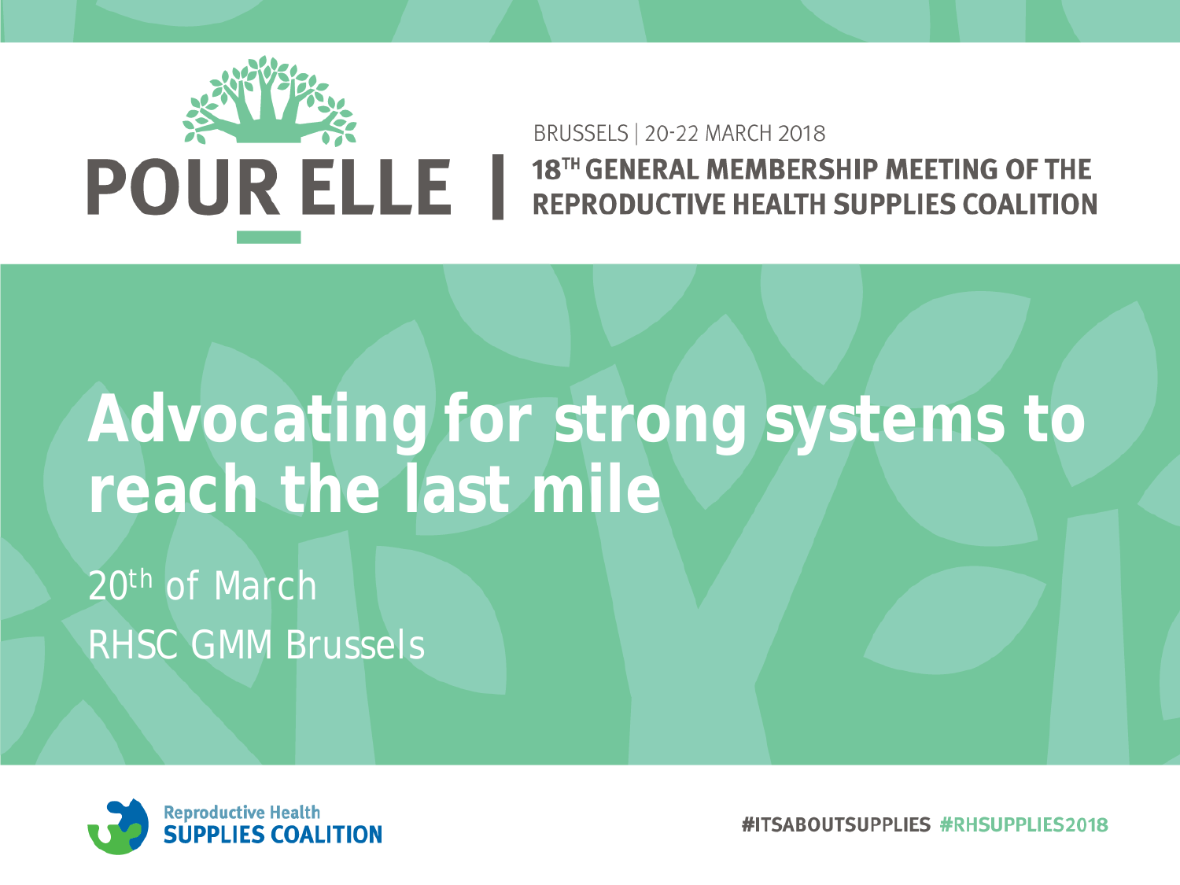POUR ELLE

BRUSSELS | 20-22 MARCH 2018

**18TH GENERAL MEMBERSHIP MEETING OF THE REPRODUCTIVE HEALTH SUPPLIES COALITION**

# Advocating for strong systems to reach the last mile

20th of March

RHSC GMM Brussels

Reproductive Health
**SUPPLIES COALITION**

#ITSABOUTSUPPLIES #RHSUPPLIES2018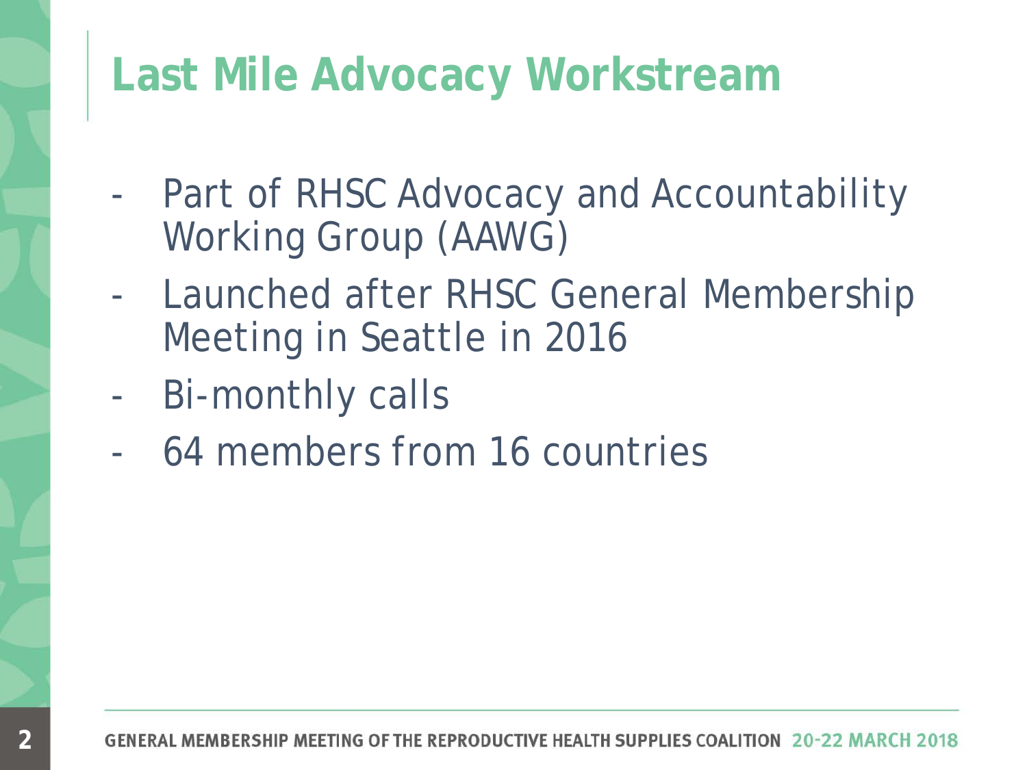# Last Mile Advocacy Workstream

- Part of RHSC Advocacy and Accountability Working Group (AAWG)
- Launched after RHSC General Membership Meeting in Seattle in 2016
- Bi-monthly calls
- 64 members from 16 countries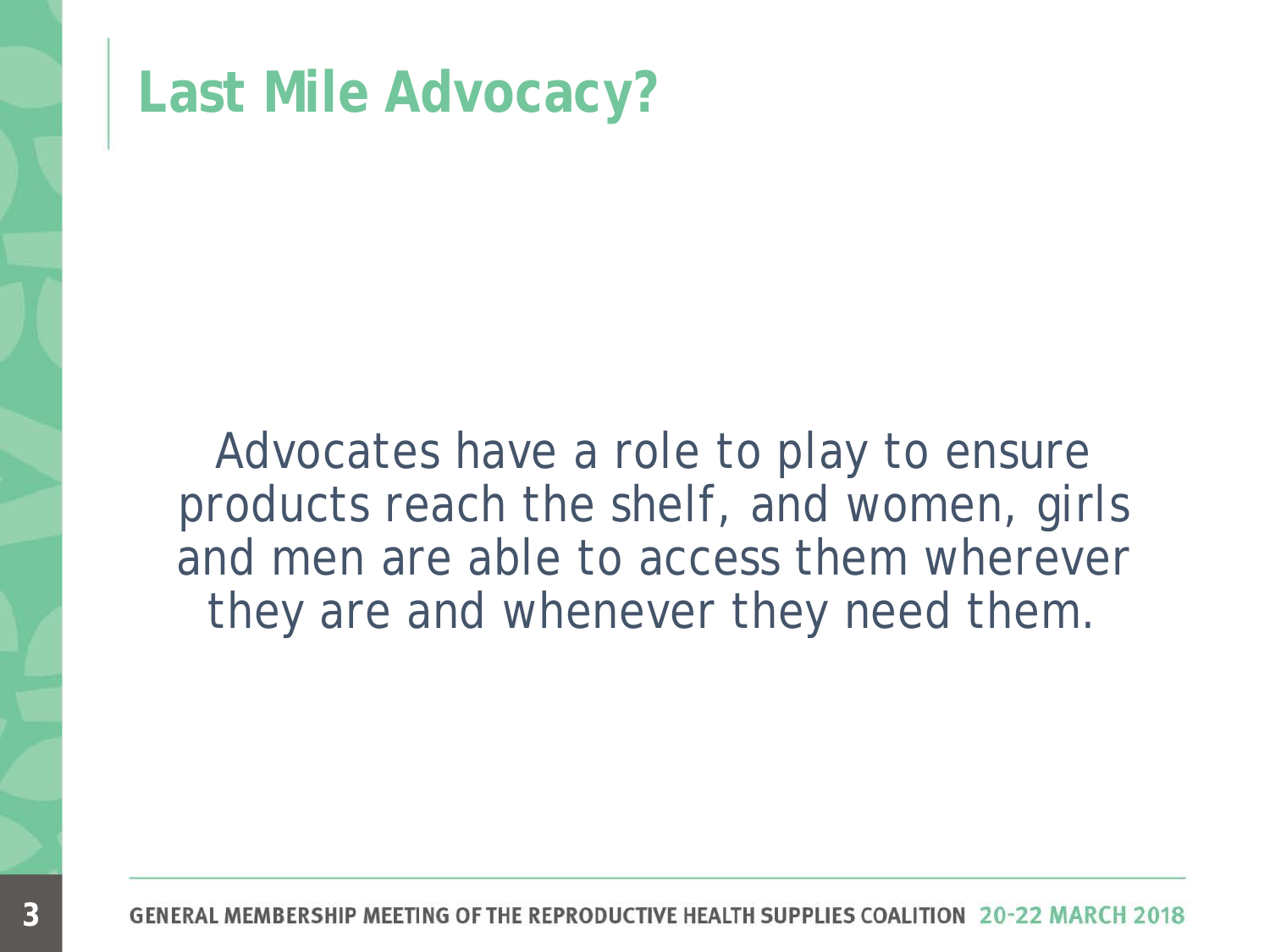# Last Mile Advocacy?

Advocates have a role to play to ensure products reach the shelf, and women, girls and men are able to access them wherever they are and whenever they need them.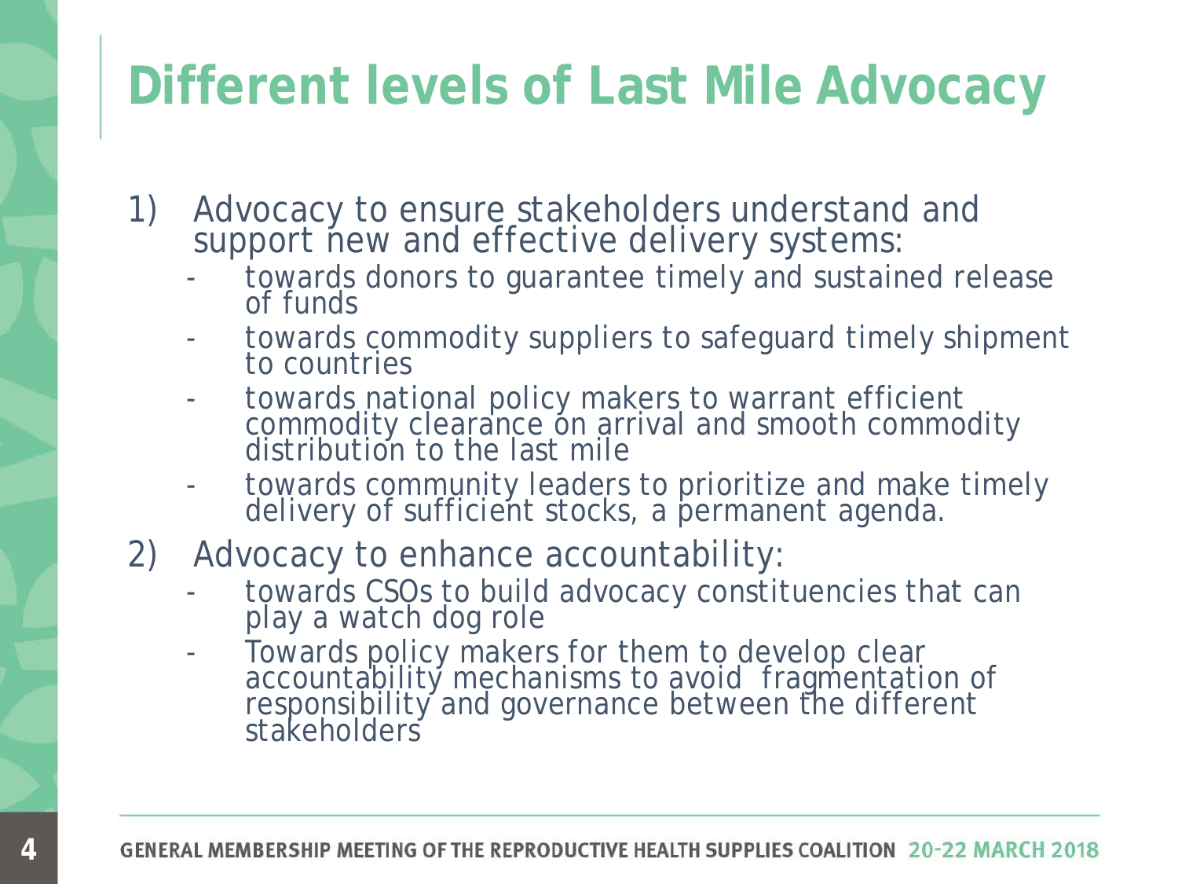# Different levels of Last Mile Advocacy

1) Advocacy to ensure stakeholders understand and support new and effective delivery systems:
   - towards donors to guarantee timely and sustained release of funds
   - towards commodity suppliers to safeguard timely shipment to countries
   - towards national policy makers to warrant efficient commodity clearance on arrival and smooth commodity distribution to the last mile
   - towards community leaders to prioritize and make timely delivery of sufficient stocks, a permanent agenda.

2) Advocacy to enhance accountability:
   - towards CSOs to build advocacy constituencies that can play a watch dog role
   - Towards policy makers for them to develop clear accountability mechanisms to avoid fragmentation of responsibility and governance between the different stakeholders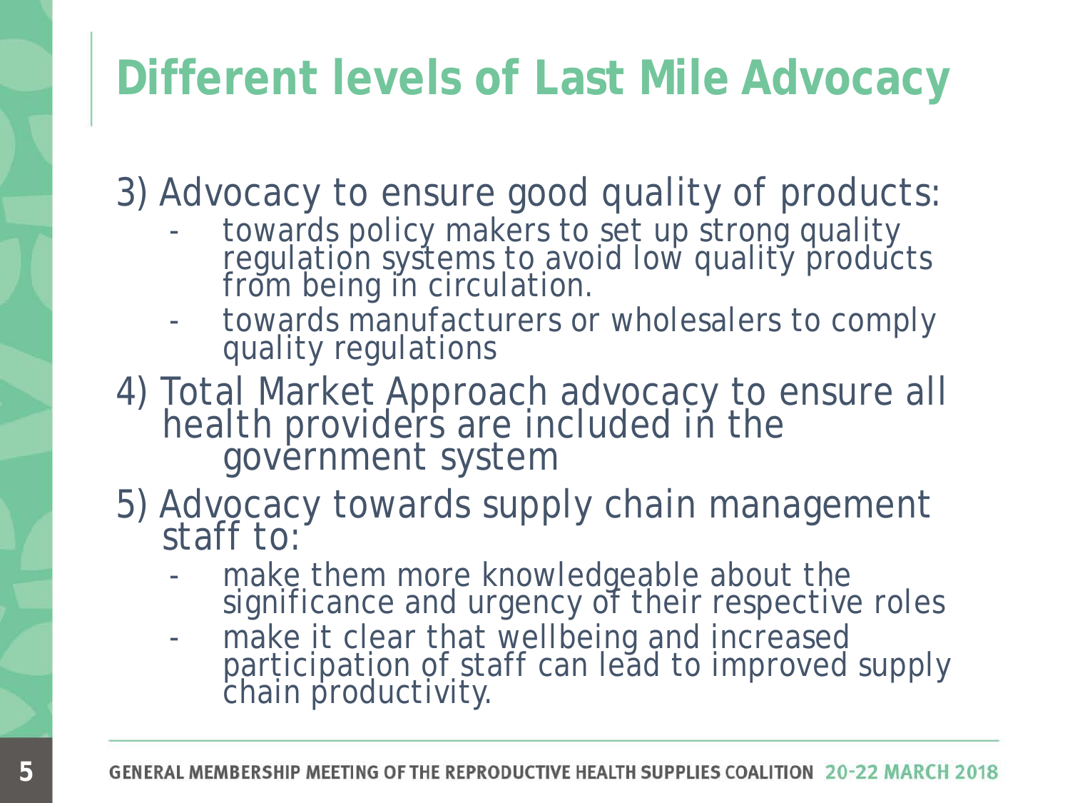# Different levels of Last Mile Advocacy

3) Advocacy to ensure good quality of products:
   - towards policy makers to set up strong quality regulation systems to avoid low quality products from being in circulation.
   - towards manufacturers or wholesalers to comply quality regulations
4) Total Market Approach advocacy to ensure all health providers are included in the government system
5) Advocacy towards supply chain management staff to:
   - make them more knowledgeable about the significance and urgency of their respective roles
   - make it clear that wellbeing and increased participation of staff can lead to improved supply chain productivity.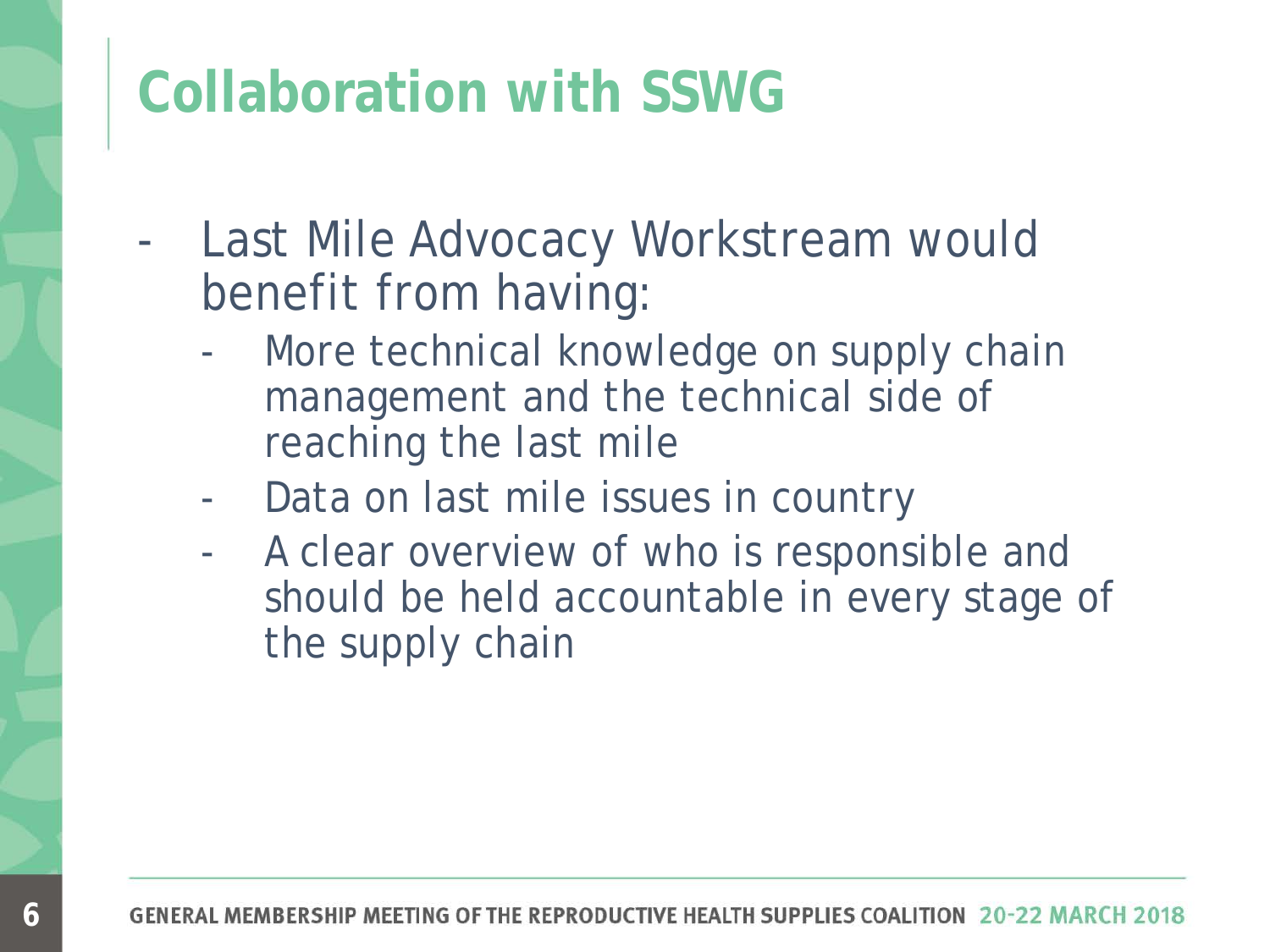# Collaboration with SSWG

- Last Mile Advocacy Workstream would benefit from having:
  - More technical knowledge on supply chain management and the technical side of reaching the last mile
  - Data on last mile issues in country
  - A clear overview of who is responsible and should be held accountable in every stage of the supply chain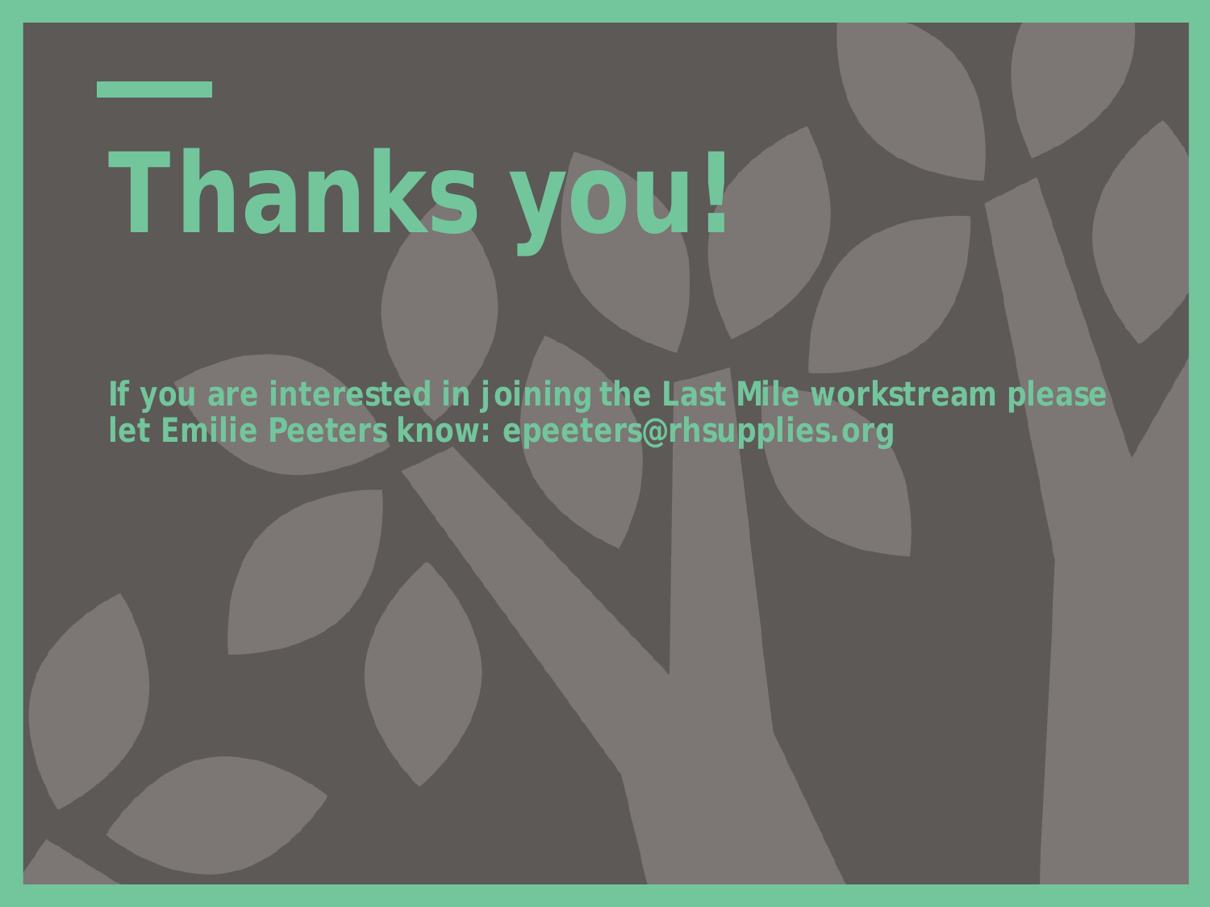# Thanks you!

**If you are interested in joining the Last Mile workstream please let Emilie Peeters know: epeeters@rhsupplies.org**